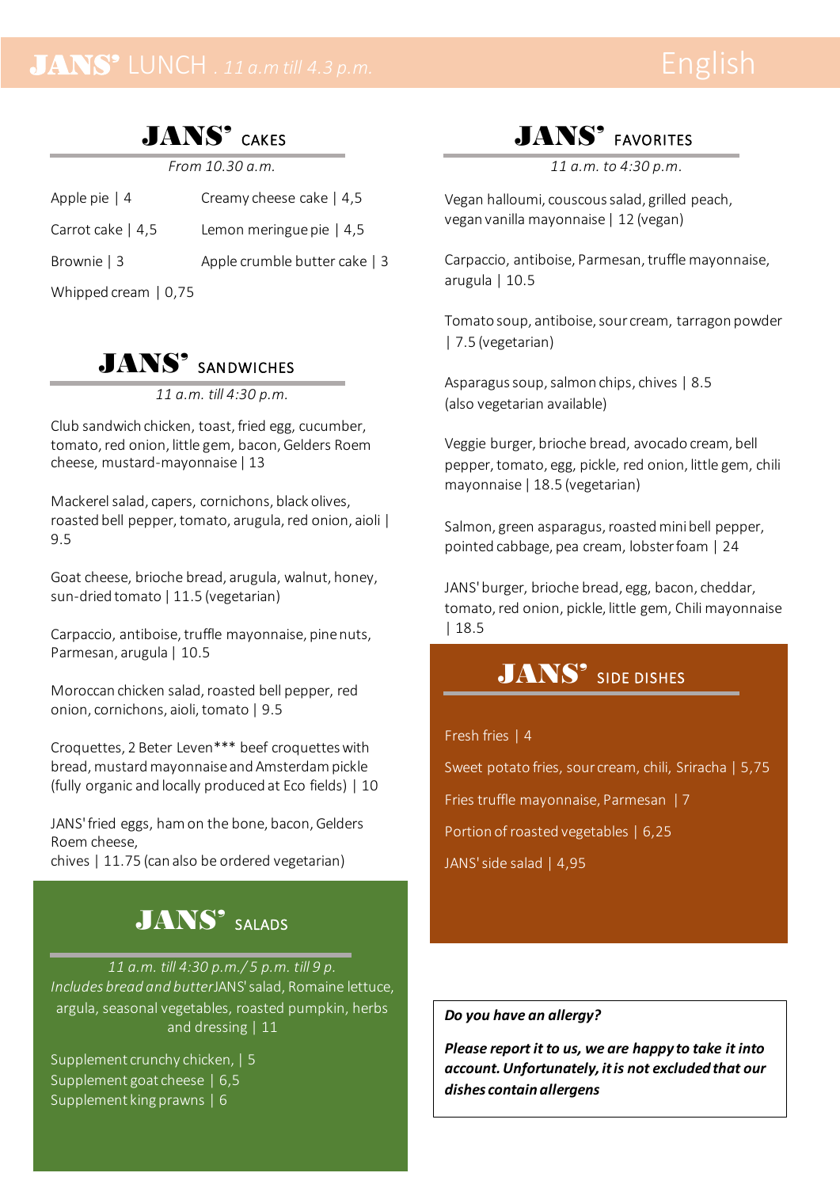# JANS' LUNCH . *11 a.m till 4.3 p.m.*

English

## JANS' CAKES

*From 10.30 a.m.*

Apple pie | 4

Carrot cake | 4,5

Brownie | 3

Whipped cream | 0,75

Creamy cheese cake | 4,5

Lemon meringue pie | 4,5

Apple crumble butter cake | 3

## JANS' SANDWICHES

*11 a.m. till 4:30 p.m.*

Club sandwich chicken, toast, fried egg, cucumber, tomato, red onion, little gem, bacon, Gelders Roem cheese, mustard-mayonnaise | 13

Mackerel salad, capers, cornichons, black olives, roasted bell pepper, tomato, arugula, red onion, aioli | 9.5

Goat cheese, brioche bread, arugula, walnut, honey, sun-dried tomato | 11.5 (vegetarian)

Carpaccio, antiboise, truffle mayonnaise, pine nuts, Parmesan, arugula | 10.5

Moroccan chicken salad, roasted bell pepper, red onion, cornichons, aioli, tomato | 9.5

Croquettes, 2 Beter Leven*** beef croquettes with bread, mustard mayonnaise and Amsterdam pickle (fully organic and locally produced at Eco fields) | 10

JANS' fried eggs, ham on the bone, bacon, Gelders Roem cheese,
chives | 11.75 (can also be ordered vegetarian)

## JANS' SALADS

*11 a.m. till 4:30 p.m./ 5 p.m. till 9 p.*

*Includes bread and butter* JANS' salad, Romaine lettuce, argula, seasonal vegetables, roasted pumpkin, herbs and dressing | 11

Supplement crunchy chicken, | 5
Supplement goat cheese | 6,5
Supplement king prawns | 6

## JANS' FAVORITES

*11 a.m. to 4:30 p.m.*

Vegan halloumi, couscous salad, grilled peach, vegan vanilla mayonnaise | 12 (vegan)

Carpaccio, antiboise, Parmesan, truffle mayonnaise, arugula | 10.5

Tomato soup, antiboise, sour cream, tarragon powder | 7.5 (vegetarian)

Asparagus soup, salmon chips, chives | 8.5
(also vegetarian available)

Veggie burger, brioche bread, avocado cream, bell pepper, tomato, egg, pickle, red onion, little gem, chili mayonnaise | 18.5 (vegetarian)

Salmon, green asparagus, roasted mini bell pepper, pointed cabbage, pea cream, lobster foam | 24

JANS' burger, brioche bread, egg, bacon, cheddar, tomato, red onion, pickle, little gem, Chili mayonnaise | 18.5

## JANS' SIDE DISHES

Fresh fries | 4

Sweet potato fries, sour cream, chili, Sriracha | 5,75

Fries truffle mayonnaise, Parmesan | 7

Portion of roasted vegetables | 6,25

JANS' side salad | 4,95

***Do you have an allergy?***

***Please report it to us, we are happy to take it into account. Unfortunately, it is not excluded that our dishes contain allergens***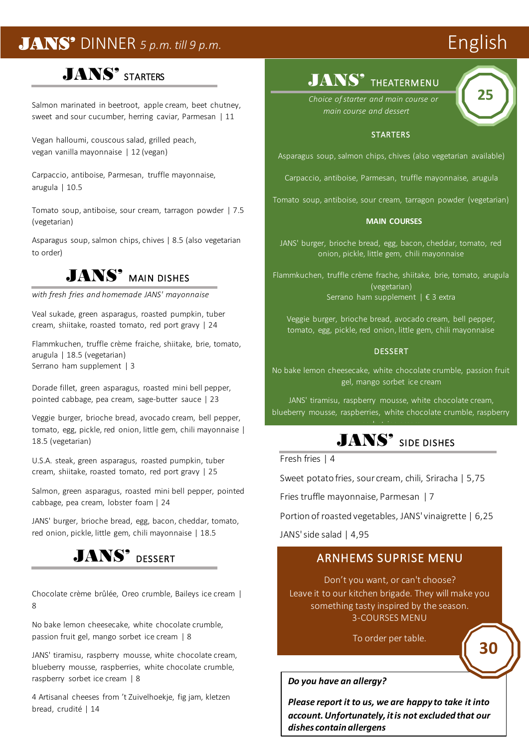# JANS' DINNER *5 p.m. till 9 p.m.*

English

## JANS' STARTERS

Salmon marinated in beetroot, apple cream, beet chutney, sweet and sour cucumber, herring caviar, Parmesan | 11

Vegan halloumi, couscous salad, grilled peach, vegan vanilla mayonnaise | 12 (vegan)

Carpaccio, antiboise, Parmesan, truffle mayonnaise, arugula | 10.5

Tomato soup, antiboise, sour cream, tarragon powder | 7.5 (vegetarian)

Asparagus soup, salmon chips, chives | 8.5 (also vegetarian to order)

## JANS' MAIN DISHES

*with fresh fries and homemade JANS' mayonnaise*

Veal sukade, green asparagus, roasted pumpkin, tuber cream, shiitake, roasted tomato, red port gravy | 24

Flammkuchen, truffle crème fraiche, shiitake, brie, tomato, arugula | 18.5 (vegetarian)
Serrano ham supplement | 3

Dorade fillet, green asparagus, roasted mini bell pepper, pointed cabbage, pea cream, sage-butter sauce | 23

Veggie burger, brioche bread, avocado cream, bell pepper, tomato, egg, pickle, red onion, little gem, chili mayonnaise | 18.5 (vegetarian)

U.S.A. steak, green asparagus, roasted pumpkin, tuber cream, shiitake, roasted tomato, red port gravy | 25

Salmon, green asparagus, roasted mini bell pepper, pointed cabbage, pea cream, lobster foam | 24

JANS' burger, brioche bread, egg, bacon, cheddar, tomato, red onion, pickle, little gem, chili mayonnaise | 18.5

## JANS' DESSERT

Chocolate crème brûlée, Oreo crumble, Baileys ice cream | 8

No bake lemon cheesecake, white chocolate crumble, passion fruit gel, mango sorbet ice cream | 8

JANS' tiramisu, raspberry mousse, white chocolate cream, blueberry mousse, raspberries, white chocolate crumble, raspberry sorbet ice cream | 8

4 Artisanal cheeses from 't Zuivelhoekje, fig jam, kletzen bread, crudité | 14

## JANS' THEATERMENU

**25**

*Choice of starter and main course or main course and dessert*

### STARTERS

Asparagus soup, salmon chips, chives (also vegetarian available)

Carpaccio, antiboise, Parmesan, truffle mayonnaise, arugula

Tomato soup, antiboise, sour cream, tarragon powder (vegetarian)

### MAIN COURSES

JANS' burger, brioche bread, egg, bacon, cheddar, tomato, red onion, pickle, little gem, chili mayonnaise

Flammkuchen, truffle crème frache, shiitake, brie, tomato, arugula (vegetarian)
Serrano ham supplement | € 3 extra

Veggie burger, brioche bread, avocado cream, bell pepper, tomato, egg, pickle, red onion, little gem, chili mayonnaise

### DESSERT

No bake lemon cheesecake, white chocolate crumble, passion fruit gel, mango sorbet ice cream

JANS' tiramisu, raspberry mousse, white chocolate cream, blueberry mousse, raspberries, white chocolate crumble, raspberry

## JANS' SIDE DISHES

Fresh fries | 4

Sweet potato fries, sour cream, chili, Sriracha | 5,75

Fries truffle mayonnaise, Parmesan | 7

Portion of roasted vegetables, JANS' vinaigrette | 6,25

JANS' side salad | 4,95

## ARNHEMS SUPRISE MENU

Don't you want, or can't choose?
Leave it to our kitchen brigade. They will make you something tasty inspired by the season.
3-COURSES MENU

To order per table.

**30**

***Do you have an allergy?***

***Please report it to us, we are happy to take it into account. Unfortunately, it is not excluded that our dishes contain allergens***